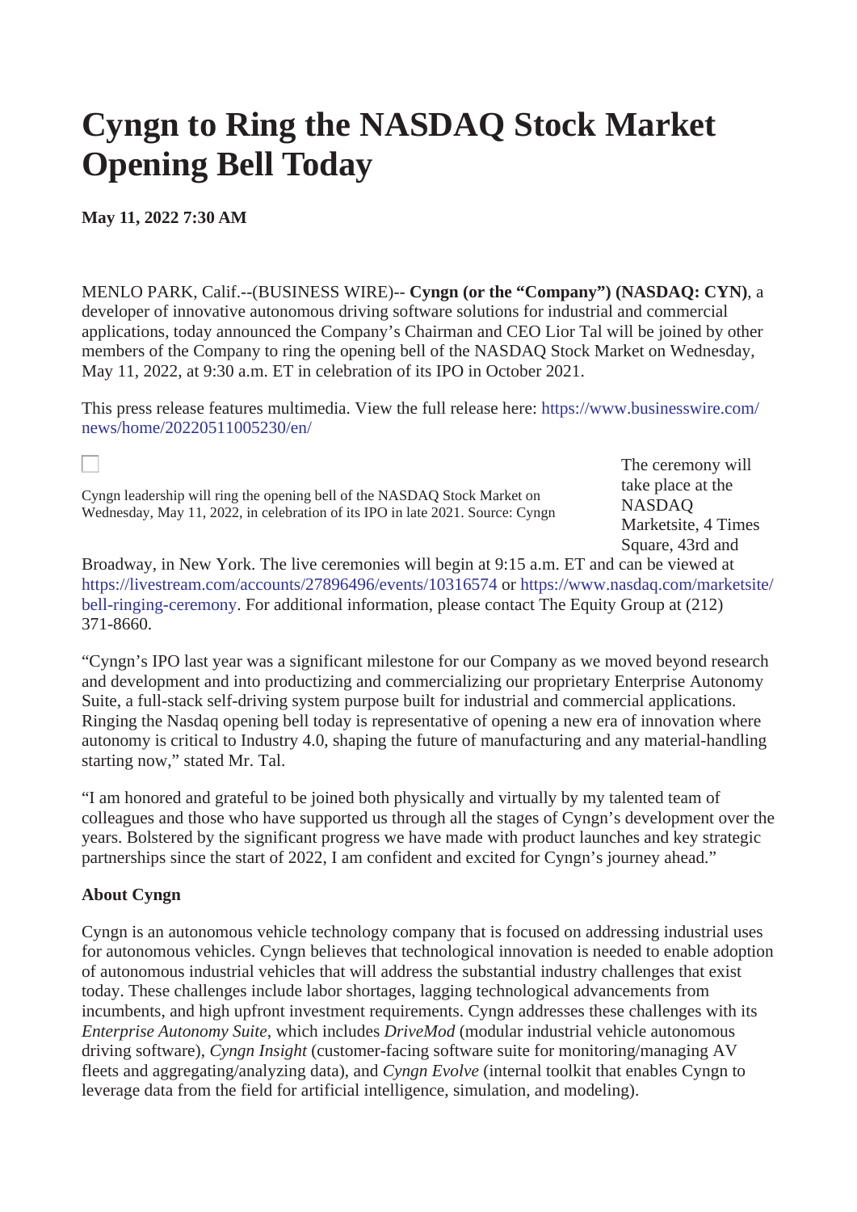# Cyngn to Ring the NASDAQ Stock Market Opening Bell Today

**May 11, 2022 7:30 AM**

MENLO PARK, Calif.--(BUSINESS WIRE)-- **Cyngn (or the "Company") (NASDAQ: CYN)**, a developer of innovative autonomous driving software solutions for industrial and commercial applications, today announced the Company's Chairman and CEO Lior Tal will be joined by other members of the Company to ring the opening bell of the NASDAQ Stock Market on Wednesday, May 11, 2022, at 9:30 a.m. ET in celebration of its IPO in October 2021.

This press release features multimedia. View the full release here: https://www.businesswire.com/news/home/20220511005230/en/

Cyngn leadership will ring the opening bell of the NASDAQ Stock Market on Wednesday, May 11, 2022, in celebration of its IPO in late 2021. Source: Cyngn

The ceremony will take place at the NASDAQ Marketsite, 4 Times Square, 43rd and Broadway, in New York. The live ceremonies will begin at 9:15 a.m. ET and can be viewed at https://livestream.com/accounts/27896496/events/10316574 or https://www.nasdaq.com/marketsite/bell-ringing-ceremony. For additional information, please contact The Equity Group at (212) 371-8660.

"Cyngn's IPO last year was a significant milestone for our Company as we moved beyond research and development and into productizing and commercializing our proprietary Enterprise Autonomy Suite, a full-stack self-driving system purpose built for industrial and commercial applications. Ringing the Nasdaq opening bell today is representative of opening a new era of innovation where autonomy is critical to Industry 4.0, shaping the future of manufacturing and any material-handling starting now," stated Mr. Tal.

"I am honored and grateful to be joined both physically and virtually by my talented team of colleagues and those who have supported us through all the stages of Cyngn's development over the years. Bolstered by the significant progress we have made with product launches and key strategic partnerships since the start of 2022, I am confident and excited for Cyngn's journey ahead."

**About Cyngn**

Cyngn is an autonomous vehicle technology company that is focused on addressing industrial uses for autonomous vehicles. Cyngn believes that technological innovation is needed to enable adoption of autonomous industrial vehicles that will address the substantial industry challenges that exist today. These challenges include labor shortages, lagging technological advancements from incumbents, and high upfront investment requirements. Cyngn addresses these challenges with its *Enterprise Autonomy Suite*, which includes *DriveMod* (modular industrial vehicle autonomous driving software), *Cyngn Insight* (customer-facing software suite for monitoring/managing AV fleets and aggregating/analyzing data), and *Cyngn Evolve* (internal toolkit that enables Cyngn to leverage data from the field for artificial intelligence, simulation, and modeling).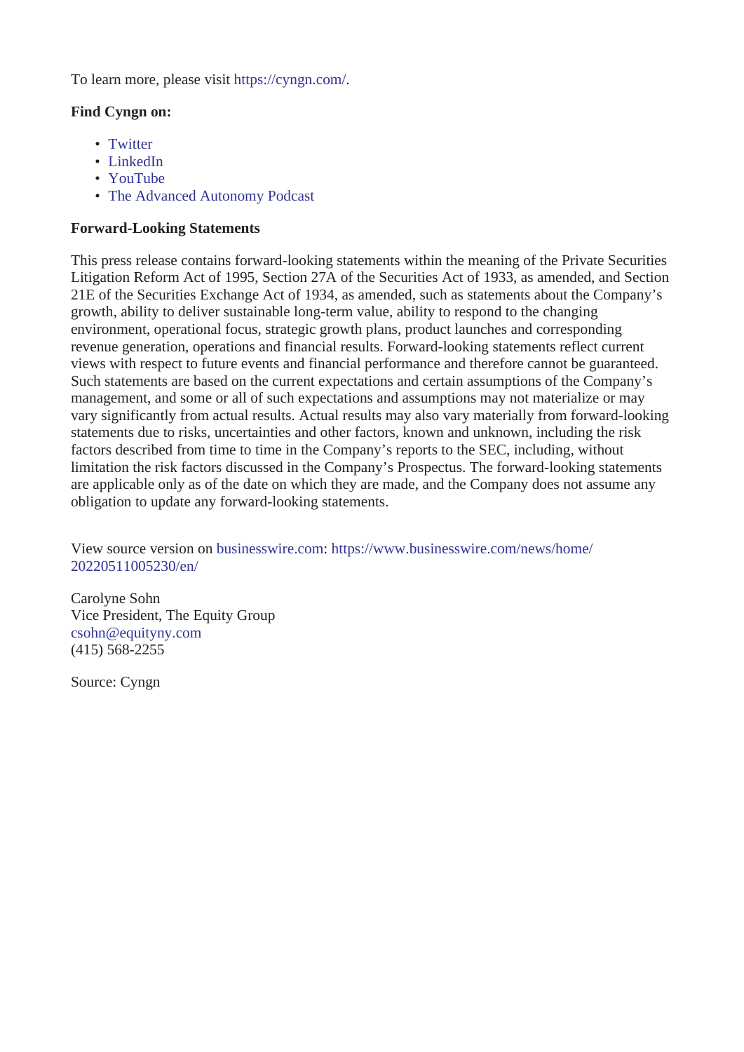To learn more, please visit https://cyngn.com/.

**Find Cyngn on:**

- Twitter
- LinkedIn
- YouTube
- The Advanced Autonomy Podcast

**Forward-Looking Statements**

This press release contains forward-looking statements within the meaning of the Private Securities Litigation Reform Act of 1995, Section 27A of the Securities Act of 1933, as amended, and Section 21E of the Securities Exchange Act of 1934, as amended, such as statements about the Company's growth, ability to deliver sustainable long-term value, ability to respond to the changing environment, operational focus, strategic growth plans, product launches and corresponding revenue generation, operations and financial results. Forward-looking statements reflect current views with respect to future events and financial performance and therefore cannot be guaranteed. Such statements are based on the current expectations and certain assumptions of the Company's management, and some or all of such expectations and assumptions may not materialize or may vary significantly from actual results. Actual results may also vary materially from forward-looking statements due to risks, uncertainties and other factors, known and unknown, including the risk factors described from time to time in the Company's reports to the SEC, including, without limitation the risk factors discussed in the Company's Prospectus. The forward-looking statements are applicable only as of the date on which they are made, and the Company does not assume any obligation to update any forward-looking statements.

View source version on businesswire.com: https://www.businesswire.com/news/home/20220511005230/en/

Carolyne Sohn
Vice President, The Equity Group
csohn@equityny.com
(415) 568-2255

Source: Cyngn